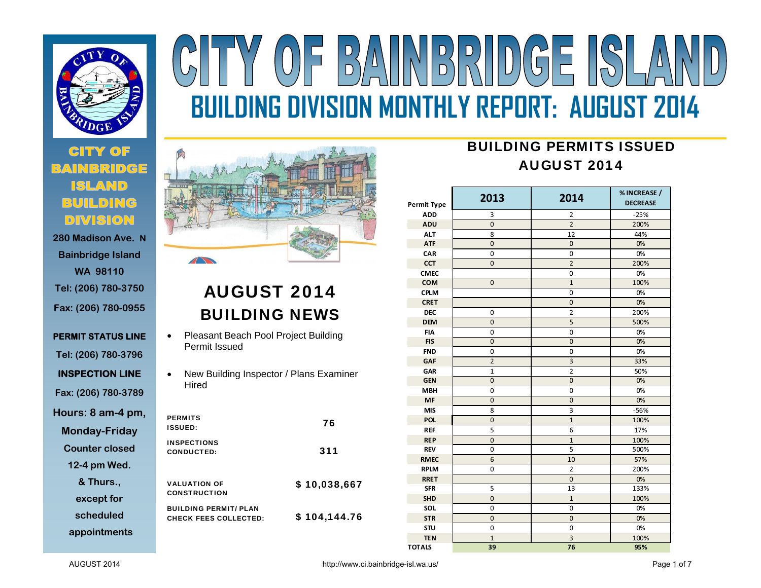# CITY OF BAINBRIDGE ISLAND

## BUILDING DIVISION MONTHLY REPORT: AUGUST 2014

**CITY OF BAINBRIDGE ISLAND BUILDING DIVISION**

280 Madison Ave. N
Bainbridge Island
WA 98110
Tel: (206) 780-3750
Fax: (206) 780-0955

**PERMIT STATUS LINE**
Tel: (206) 780-3796

**INSPECTION LINE**
Fax: (206) 780-3789

Hours: 8 am-4 pm, Monday-Friday
Counter closed 12-4 pm Wed. & Thurs., except for scheduled appointments

## AUGUST 2014 BUILDING NEWS

- Pleasant Beach Pool Project Building Permit Issued
- New Building Inspector / Plans Examiner Hired

| | |
|---|---|
| PERMITS ISSUED: | 76 |
| INSPECTIONS CONDUCTED: | 311 |
| VALUATION OF CONSTRUCTION | $ 10,038,667 |
| BUILDING PERMIT/ PLAN CHECK FEES COLLECTED: | $ 104,144.76 |

## BUILDING PERMITS ISSUED AUGUST 2014

| Permit Type | 2013 | 2014 | % INCREASE / DECREASE |
|---|---|---|---|
| ADD | 3 | 2 | -25% |
| ADU | 0 | 2 | 200% |
| ALT | 8 | 12 | 44% |
| ATF | 0 | 0 | 0% |
| CAR | 0 | 0 | 0% |
| CCT | 0 | 2 | 200% |
| CMEC | | 0 | 0% |
| COM | 0 | 1 | 100% |
| CPLM | | 0 | 0% |
| CRET | | 0 | 0% |
| DEC | 0 | 2 | 200% |
| DEM | 0 | 5 | 500% |
| FIA | 0 | 0 | 0% |
| FIS | 0 | 0 | 0% |
| FND | 0 | 0 | 0% |
| GAF | 2 | 3 | 33% |
| GAR | 1 | 2 | 50% |
| GEN | 0 | 0 | 0% |
| MBH | 0 | 0 | 0% |
| MF | 0 | 0 | 0% |
| MIS | 8 | 3 | -56% |
| POL | 0 | 1 | 100% |
| REF | 5 | 6 | 17% |
| REP | 0 | 1 | 100% |
| REV | 0 | 5 | 500% |
| RMEC | 6 | 10 | 57% |
| RPLM | 0 | 2 | 200% |
| RRET | | 0 | 0% |
| SFR | 5 | 13 | 133% |
| SHD | 0 | 1 | 100% |
| SOL | 0 | 0 | 0% |
| STR | 0 | 0 | 0% |
| STU | 0 | 0 | 0% |
| TEN | 1 | 3 | 100% |
| TOTALS | 39 | 76 | 95% |

AUGUST 2014 http://www.ci.bainbridge-isl.wa.us/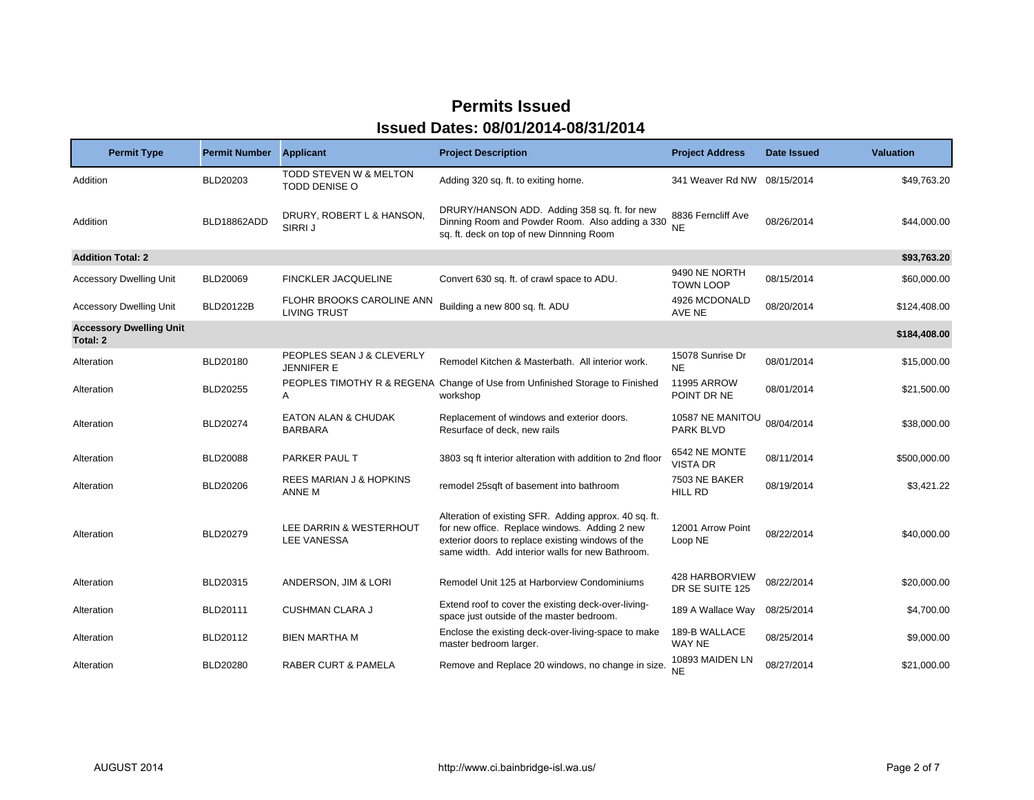# Permits Issued

## Issued Dates: 08/01/2014-08/31/2014

| Permit Type | Permit Number | Applicant | Project Description | Project Address | Date Issued | Valuation |
|---|---|---|---|---|---|---|
| Addition | BLD20203 | TODD STEVEN W & MELTON TODD DENISE O | Adding 320 sq. ft. to exiting home. | 341 Weaver Rd NW | 08/15/2014 | $49,763.20 |
| Addition | BLD18862ADD | DRURY, ROBERT L & HANSON, SIRRI J | DRURY/HANSON ADD. Adding 358 sq. ft. for new Dinning Room and Powder Room. Also adding a 330 sq. ft. deck on top of new Dinnning Room | 8836 Ferncliff Ave NE | 08/26/2014 | $44,000.00 |
| **Addition Total: 2** | | | | | | **$93,763.20** |
| Accessory Dwelling Unit | BLD20069 | FINCKLER JACQUELINE | Convert 630 sq. ft. of crawl space to ADU. | 9490 NE NORTH TOWN LOOP | 08/15/2014 | $60,000.00 |
| Accessory Dwelling Unit | BLD20122B | FLOHR BROOKS CAROLINE ANN LIVING TRUST | Building a new 800 sq. ft. ADU | 4926 MCDONALD AVE NE | 08/20/2014 | $124,408.00 |
| **Accessory Dwelling Unit Total: 2** | | | | | | **$184,408.00** |
| Alteration | BLD20180 | PEOPLES SEAN J & CLEVERLY JENNIFER E | Remodel Kitchen & Masterbath. All interior work. | 15078 Sunrise Dr NE | 08/01/2014 | $15,000.00 |
| Alteration | BLD20255 | PEOPLES TIMOTHY R & REGENA A | Change of Use from Unfinished Storage to Finished workshop | 11995 ARROW POINT DR NE | 08/01/2014 | $21,500.00 |
| Alteration | BLD20274 | EATON ALAN & CHUDAK BARBARA | Replacement of windows and exterior doors. Resurface of deck, new rails | 10587 NE MANITOU PARK BLVD | 08/04/2014 | $38,000.00 |
| Alteration | BLD20088 | PARKER PAUL T | 3803 sq ft interior alteration with addition to 2nd floor | 6542 NE MONTE VISTA DR | 08/11/2014 | $500,000.00 |
| Alteration | BLD20206 | REES MARIAN J & HOPKINS ANNE M | remodel 25sqft of basement into bathroom | 7503 NE BAKER HILL RD | 08/19/2014 | $3,421.22 |
| Alteration | BLD20279 | LEE DARRIN & WESTERHOUT LEE VANESSA | Alteration of existing SFR. Adding approx. 40 sq. ft. for new office. Replace windows. Adding 2 new exterior doors to replace existing windows of the same width. Add interior walls for new Bathroom. | 12001 Arrow Point Loop NE | 08/22/2014 | $40,000.00 |
| Alteration | BLD20315 | ANDERSON, JIM & LORI | Remodel Unit 125 at Harborview Condominiums | 428 HARBORVIEW DR SE SUITE 125 | 08/22/2014 | $20,000.00 |
| Alteration | BLD20111 | CUSHMAN CLARA J | Extend roof to cover the existing deck-over-living-space just outside of the master bedroom. | 189 A Wallace Way | 08/25/2014 | $4,700.00 |
| Alteration | BLD20112 | BIEN MARTHA M | Enclose the existing deck-over-living-space to make master bedroom larger. | 189-B WALLACE WAY NE | 08/25/2014 | $9,000.00 |
| Alteration | BLD20280 | RABER CURT & PAMELA | Remove and Replace 20 windows, no change in size. | 10893 MAIDEN LN NE | 08/27/2014 | $21,000.00 |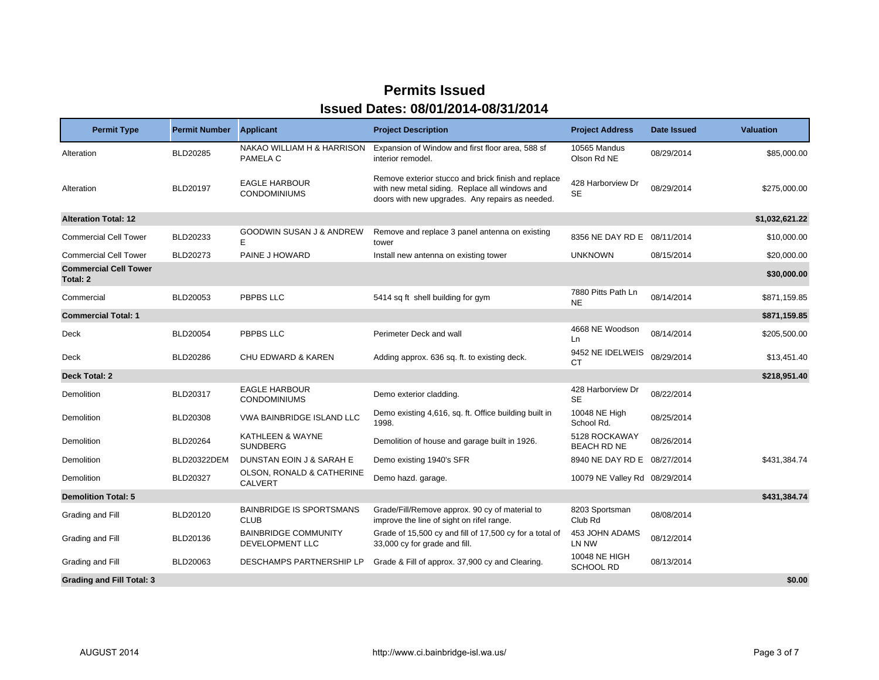# Permits Issued

## Issued Dates: 08/01/2014-08/31/2014

| Permit Type | Permit Number | Applicant | Project Description | Project Address | Date Issued | Valuation |
|---|---|---|---|---|---|---|
| Alteration | BLD20285 | NAKAO WILLIAM H & HARRISON PAMELA C | Expansion of Window and first floor area, 588 sf interior remodel. | 10565 Mandus Olson Rd NE | 08/29/2014 | $85,000.00 |
| Alteration | BLD20197 | EAGLE HARBOUR CONDOMINIUMS | Remove exterior stucco and brick finish and replace with new metal siding. Replace all windows and doors with new upgrades. Any repairs as needed. | 428 Harborview Dr SE | 08/29/2014 | $275,000.00 |
| **Alteration Total: 12** | | | | | | **$1,032,621.22** |
| Commercial Cell Tower | BLD20233 | GOODWIN SUSAN J & ANDREW E | Remove and replace 3 panel antenna on existing tower | 8356 NE DAY RD E | 08/11/2014 | $10,000.00 |
| Commercial Cell Tower | BLD20273 | PAINE J HOWARD | Install new antenna on existing tower | UNKNOWN | 08/15/2014 | $20,000.00 |
| **Commercial Cell Tower Total: 2** | | | | | | **$30,000.00** |
| Commercial | BLD20053 | PBPBS LLC | 5414 sq ft shell building for gym | 7880 Pitts Path Ln NE | 08/14/2014 | $871,159.85 |
| **Commercial Total: 1** | | | | | | **$871,159.85** |
| Deck | BLD20054 | PBPBS LLC | Perimeter Deck and wall | 4668 NE Woodson Ln | 08/14/2014 | $205,500.00 |
| Deck | BLD20286 | CHU EDWARD & KAREN | Adding approx. 636 sq. ft. to existing deck. | 9452 NE IDELWEIS CT | 08/29/2014 | $13,451.40 |
| **Deck Total: 2** | | | | | | **$218,951.40** |
| Demolition | BLD20317 | EAGLE HARBOUR CONDOMINIUMS | Demo exterior cladding. | 428 Harborview Dr SE | 08/22/2014 | |
| Demolition | BLD20308 | VWA BAINBRIDGE ISLAND LLC | Demo existing 4,616, sq. ft. Office building built in 1998. | 10048 NE High School Rd. | 08/25/2014 | |
| Demolition | BLD20264 | KATHLEEN & WAYNE SUNDBERG | Demolition of house and garage built in 1926. | 5128 ROCKAWAY BEACH RD NE | 08/26/2014 | |
| Demolition | BLD20322DEM | DUNSTAN EOIN J & SARAH E | Demo existing 1940's SFR | 8940 NE DAY RD E | 08/27/2014 | $431,384.74 |
| Demolition | BLD20327 | OLSON, RONALD & CATHERINE CALVERT | Demo hazd. garage. | 10079 NE Valley Rd | 08/29/2014 | |
| **Demolition Total: 5** | | | | | | **$431,384.74** |
| Grading and Fill | BLD20120 | BAINBRIDGE IS SPORTSMANS CLUB | Grade/Fill/Remove approx. 90 cy of material to improve the line of sight on rifel range. | 8203 Sportsman Club Rd | 08/08/2014 | |
| Grading and Fill | BLD20136 | BAINBRIDGE COMMUNITY DEVELOPMENT LLC | Grade of 15,500 cy and fill of 17,500 cy for a total of 33,000 cy for grade and fill. | 453 JOHN ADAMS LN NW | 08/12/2014 | |
| Grading and Fill | BLD20063 | DESCHAMPS PARTNERSHIP LP | Grade & Fill of approx. 37,900 cy and Clearing. | 10048 NE HIGH SCHOOL RD | 08/13/2014 | |
| **Grading and Fill Total: 3** | | | | | | **$0.00** |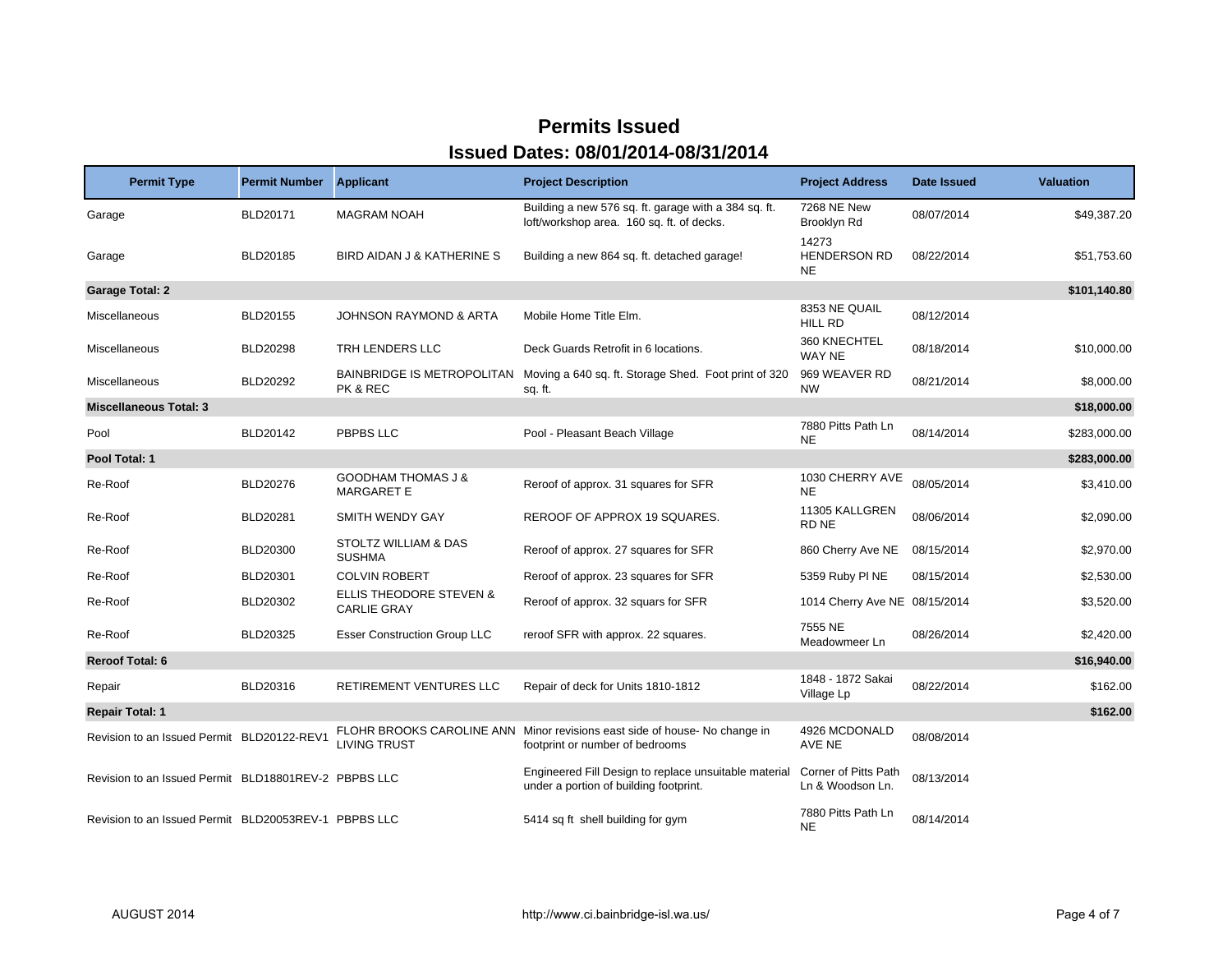# Permits Issued

## Issued Dates: 08/01/2014-08/31/2014

| Permit Type | Permit Number | Applicant | Project Description | Project Address | Date Issued | Valuation |
|---|---|---|---|---|---|---|
| Garage | BLD20171 | MAGRAM NOAH | Building a new 576 sq. ft. garage with a 384 sq. ft. loft/workshop area. 160 sq. ft. of decks. | 7268 NE New Brooklyn Rd | 08/07/2014 | $49,387.20 |
| Garage | BLD20185 | BIRD AIDAN J & KATHERINE S | Building a new 864 sq. ft. detached garage! | 14273 HENDERSON RD NE | 08/22/2014 | $51,753.60 |
| **Garage Total: 2** | | | | | | **$101,140.80** |
| Miscellaneous | BLD20155 | JOHNSON RAYMOND & ARTA | Mobile Home Title Elm. | 8353 NE QUAIL HILL RD | 08/12/2014 | |
| Miscellaneous | BLD20298 | TRH LENDERS LLC | Deck Guards Retrofit in 6 locations. | 360 KNECHTEL WAY NE | 08/18/2014 | $10,000.00 |
| Miscellaneous | BLD20292 | BAINBRIDGE IS METROPOLITAN PK & REC | Moving a 640 sq. ft. Storage Shed. Foot print of 320 sq. ft. | 969 WEAVER RD NW | 08/21/2014 | $8,000.00 |
| **Miscellaneous Total: 3** | | | | | | **$18,000.00** |
| Pool | BLD20142 | PBPBS LLC | Pool - Pleasant Beach Village | 7880 Pitts Path Ln NE | 08/14/2014 | $283,000.00 |
| **Pool Total: 1** | | | | | | **$283,000.00** |
| Re-Roof | BLD20276 | GOODHAM THOMAS J & MARGARET E | Reroof of approx. 31 squares for SFR | 1030 CHERRY AVE NE | 08/05/2014 | $3,410.00 |
| Re-Roof | BLD20281 | SMITH WENDY GAY | REROOF OF APPROX 19 SQUARES. | 11305 KALLGREN RD NE | 08/06/2014 | $2,090.00 |
| Re-Roof | BLD20300 | STOLTZ WILLIAM & DAS SUSHMA | Reroof of approx. 27 squares for SFR | 860 Cherry Ave NE | 08/15/2014 | $2,970.00 |
| Re-Roof | BLD20301 | COLVIN ROBERT | Reroof of approx. 23 squares for SFR | 5359 Ruby Pl NE | 08/15/2014 | $2,530.00 |
| Re-Roof | BLD20302 | ELLIS THEODORE STEVEN & CARLIE GRAY | Reroof of approx. 32 squars for SFR | 1014 Cherry Ave NE | 08/15/2014 | $3,520.00 |
| Re-Roof | BLD20325 | Esser Construction Group LLC | reroof SFR with approx. 22 squares. | 7555 NE Meadowmeer Ln | 08/26/2014 | $2,420.00 |
| **Reroof Total: 6** | | | | | | **$16,940.00** |
| Repair | BLD20316 | RETIREMENT VENTURES LLC | Repair of deck for Units 1810-1812 | 1848 - 1872 Sakai Village Lp | 08/22/2014 | $162.00 |
| **Repair Total: 1** | | | | | | **$162.00** |
| Revision to an Issued Permit | BLD20122-REV1 | FLOHR BROOKS CAROLINE ANN LIVING TRUST | Minor revisions east side of house- No change in footprint or number of bedrooms | 4926 MCDONALD AVE NE | 08/08/2014 | |
| Revision to an Issued Permit | BLD18801REV-2 | PBPBS LLC | Engineered Fill Design to replace unsuitable material under a portion of building footprint. | Corner of Pitts Path Ln & Woodson Ln. | 08/13/2014 | |
| Revision to an Issued Permit | BLD20053REV-1 | PBPBS LLC | 5414 sq ft shell building for gym | 7880 Pitts Path Ln NE | 08/14/2014 | |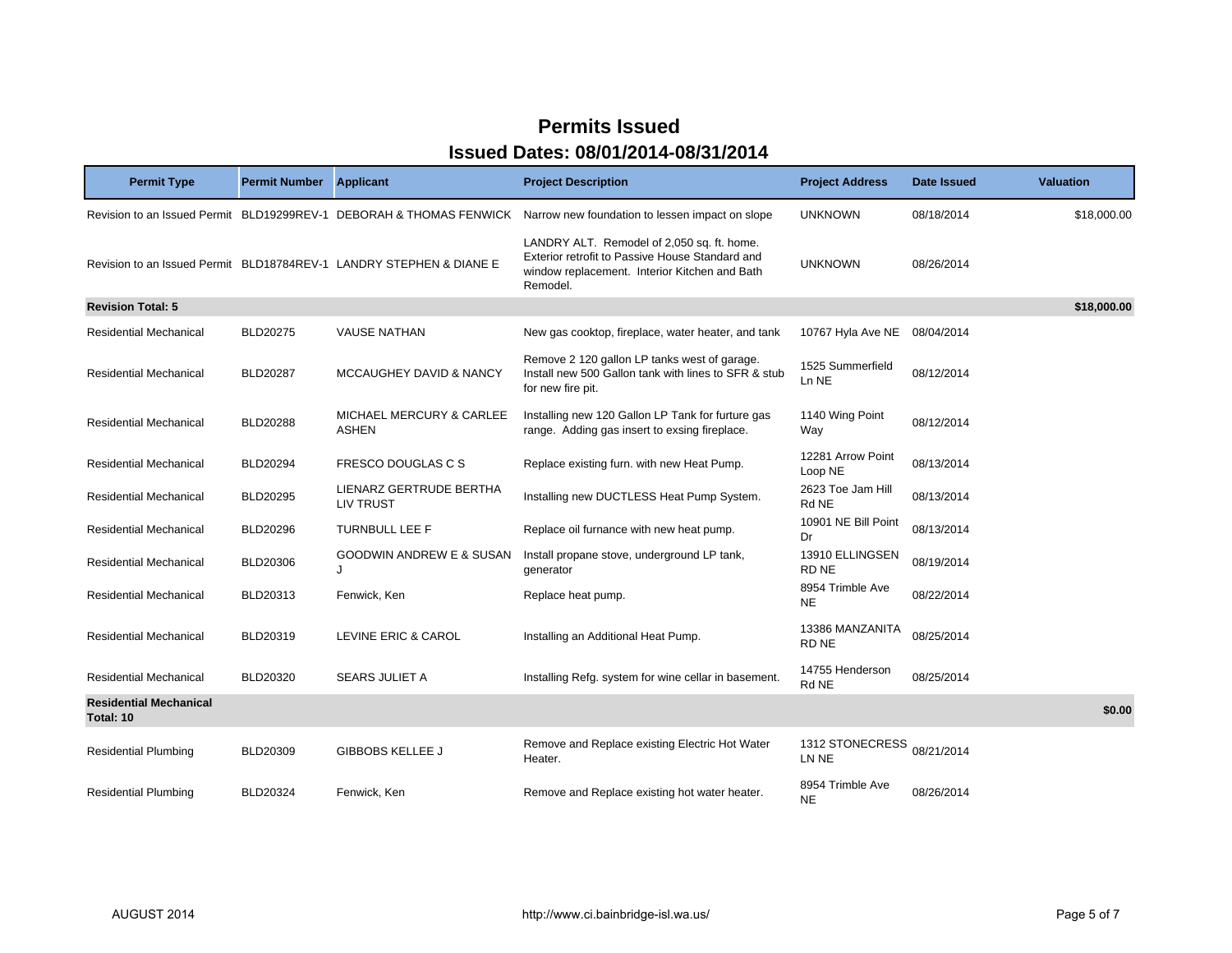# Permits Issued

## Issued Dates: 08/01/2014-08/31/2014

| Permit Type | Permit Number | Applicant | Project Description | Project Address | Date Issued | Valuation |
|---|---|---|---|---|---|---|
| Revision to an Issued Permit | BLD19299REV-1 | DEBORAH & THOMAS FENWICK | Narrow new foundation to lessen impact on slope | UNKNOWN | 08/18/2014 | $18,000.00 |
| Revision to an Issued Permit | BLD18784REV-1 | LANDRY STEPHEN & DIANE E | LANDRY ALT. Remodel of 2,050 sq. ft. home. Exterior retrofit to Passive House Standard and window replacement. Interior Kitchen and Bath Remodel. | UNKNOWN | 08/26/2014 | |
| **Revision Total: 5** | | | | | | **$18,000.00** |
| Residential Mechanical | BLD20275 | VAUSE NATHAN | New gas cooktop, fireplace, water heater, and tank | 10767 Hyla Ave NE | 08/04/2014 | |
| Residential Mechanical | BLD20287 | MCCAUGHEY DAVID & NANCY | Remove 2 120 gallon LP tanks west of garage. Install new 500 Gallon tank with lines to SFR & stub for new fire pit. | 1525 Summerfield Ln NE | 08/12/2014 | |
| Residential Mechanical | BLD20288 | MICHAEL MERCURY & CARLEE ASHEN | Installing new 120 Gallon LP Tank for furture gas range. Adding gas insert to exsing fireplace. | 1140 Wing Point Way | 08/12/2014 | |
| Residential Mechanical | BLD20294 | FRESCO DOUGLAS C S | Replace existing furn. with new Heat Pump. | 12281 Arrow Point Loop NE | 08/13/2014 | |
| Residential Mechanical | BLD20295 | LIENARZ GERTRUDE BERTHA LIV TRUST | Installing new DUCTLESS Heat Pump System. | 2623 Toe Jam Hill Rd NE | 08/13/2014 | |
| Residential Mechanical | BLD20296 | TURNBULL LEE F | Replace oil furnance with new heat pump. | 10901 NE Bill Point Dr | 08/13/2014 | |
| Residential Mechanical | BLD20306 | GOODWIN ANDREW E & SUSAN J | Install propane stove, underground LP tank, generator | 13910 ELLINGSEN RD NE | 08/19/2014 | |
| Residential Mechanical | BLD20313 | Fenwick, Ken | Replace heat pump. | 8954 Trimble Ave NE | 08/22/2014 | |
| Residential Mechanical | BLD20319 | LEVINE ERIC & CAROL | Installing an Additional Heat Pump. | 13386 MANZANITA RD NE | 08/25/2014 | |
| Residential Mechanical | BLD20320 | SEARS JULIET A | Installing Refg. system for wine cellar in basement. | 14755 Henderson Rd NE | 08/25/2014 | |
| **Residential Mechanical Total: 10** | | | | | | **$0.00** |
| Residential Plumbing | BLD20309 | GIBBOBS KELLEE J | Remove and Replace existing Electric Hot Water Heater. | 1312 STONECRESS LN NE | 08/21/2014 | |
| Residential Plumbing | BLD20324 | Fenwick, Ken | Remove and Replace existing hot water heater. | 8954 Trimble Ave NE | 08/26/2014 | |

AUGUST 2014 http://www.ci.bainbridge-isl.wa.us/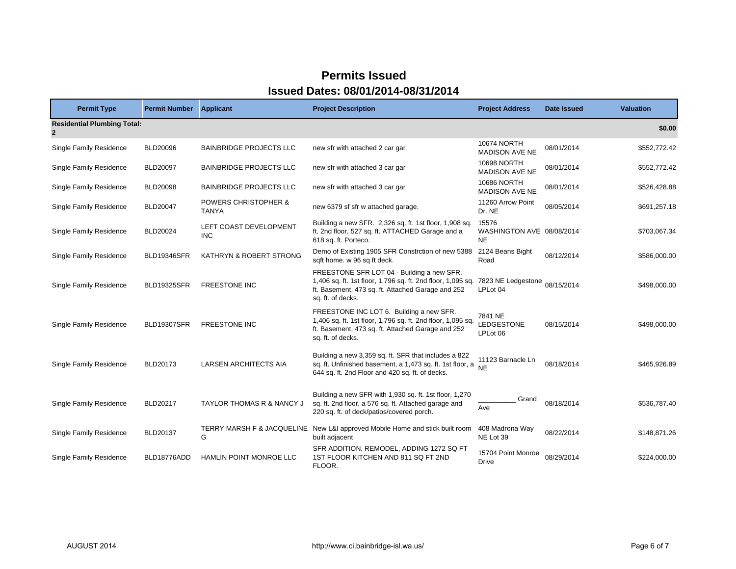# Permits Issued

## Issued Dates: 08/01/2014-08/31/2014

| Permit Type | Permit Number | Applicant | Project Description | Project Address | Date Issued | Valuation |
|---|---|---|---|---|---|---|
| **Residential Plumbing Total: 2** | | | | | | **$0.00** |
| Single Family Residence | BLD20096 | BAINBRIDGE PROJECTS LLC | new sfr with attached 2 car gar | 10674 NORTH MADISON AVE NE | 08/01/2014 | $552,772.42 |
| Single Family Residence | BLD20097 | BAINBRIDGE PROJECTS LLC | new sfr with attached 3 car gar | 10698 NORTH MADISON AVE NE | 08/01/2014 | $552,772.42 |
| Single Family Residence | BLD20098 | BAINBRIDGE PROJECTS LLC | new sfr with attached 3 car gar | 10686 NORTH MADISON AVE NE | 08/01/2014 | $526,428.88 |
| Single Family Residence | BLD20047 | POWERS CHRISTOPHER & TANYA | new 6379 sf sfr w attached garage. | 11260 Arrow Point Dr. NE | 08/05/2014 | $691,257.18 |
| Single Family Residence | BLD20024 | LEFT COAST DEVELOPMENT INC | Building a new SFR. 2,326 sq. ft. 1st floor, 1,908 sq. ft. 2nd floor, 527 sq. ft. ATTACHED Garage and a 618 sq. ft. Porteco. | 15576 WASHINGTON AVE NE | 08/08/2014 | $703,067.34 |
| Single Family Residence | BLD19346SFR | KATHRYN & ROBERT STRONG | Demo of Existing 1905 SFR Constrction of new 5388 sqft home. w 96 sq ft deck. | 2124 Beans Bight Road | 08/12/2014 | $586,000.00 |
| Single Family Residence | BLD19325SFR | FREESTONE INC | FREESTONE SFR LOT 04 - Building a new SFR. 1,406 sq. ft. 1st floor, 1,796 sq. ft. 2nd floor, 1,095 sq. ft. Basement, 473 sq. ft. Attached Garage and 252 sq. ft. of decks. | 7823 NE Ledgestone LPLot 04 | 08/15/2014 | $498,000.00 |
| Single Family Residence | BLD19307SFR | FREESTONE INC | FREESTONE INC LOT 6. Building a new SFR. 1,406 sq. ft. 1st floor, 1,796 sq. ft. 2nd floor, 1,095 sq. ft. Basement, 473 sq. ft. Attached Garage and 252 sq. ft. of decks. | 7841 NE LEDGESTONE LPLot 06 | 08/15/2014 | $498,000.00 |
| Single Family Residence | BLD20173 | LARSEN ARCHITECTS AIA | Building a new 3,359 sq. ft. SFR that includes a 822 sq. ft. Unfinished basement, a 1,473 sq. ft. 1st floor, a 644 sq. ft. 2nd Floor and 420 sq. ft. of decks. | 11123 Barnacle Ln NE | 08/18/2014 | $465,926.89 |
| Single Family Residence | BLD20217 | TAYLOR THOMAS R & NANCY J | Building a new SFR with 1,930 sq. ft. 1st floor, 1,270 sq. ft. 2nd floor, a 576 sq. ft. Attached garage and 220 sq. ft. of deck/patios/covered porch. | __________ Grand Ave | 08/18/2014 | $536,787.40 |
| Single Family Residence | BLD20137 | TERRY MARSH F & JACQUELINE G | New L&I approved Mobile Home and stick built room built adjacent | 408 Madrona Way NE Lot 39 | 08/22/2014 | $148,871.26 |
| Single Family Residence | BLD18776ADD | HAMLIN POINT MONROE LLC | SFR ADDITION, REMODEL, ADDING 1272 SQ FT 1ST FLOOR KITCHEN AND 811 SQ FT 2ND FLOOR. | 15704 Point Monroe Drive | 08/29/2014 | $224,000.00 |

AUGUST 2014 http://www.ci.bainbridge-isl.wa.us/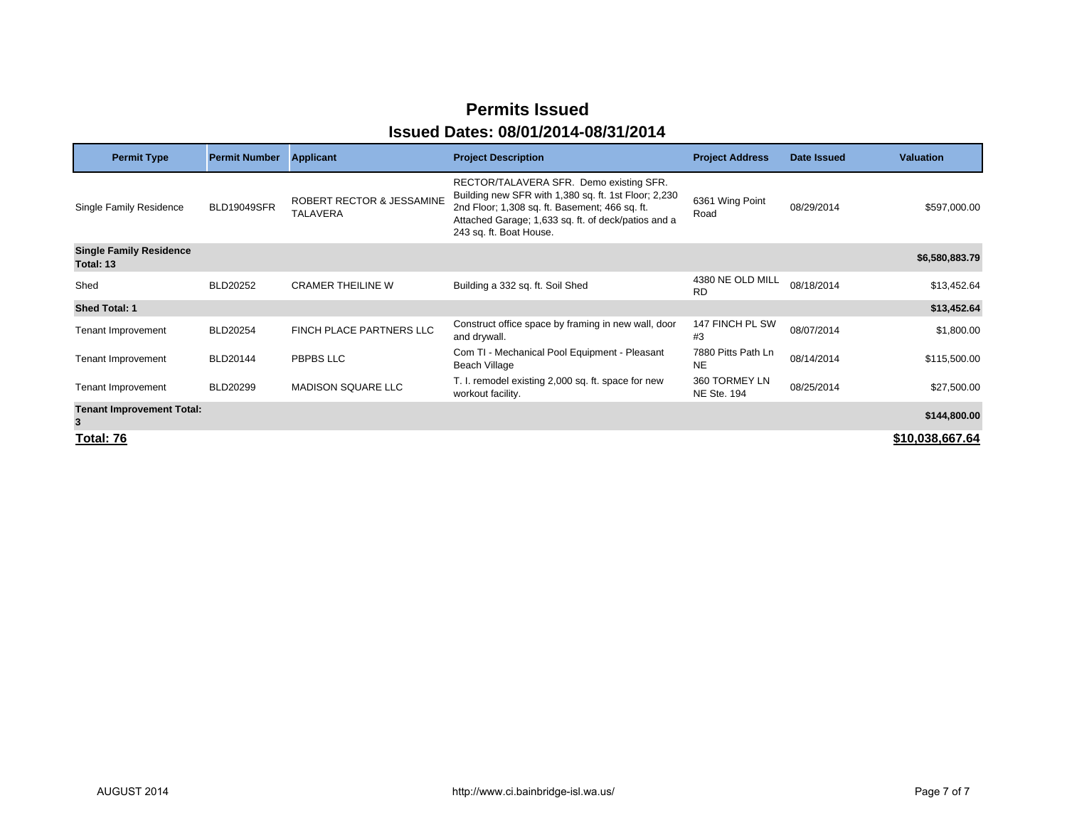# Permits Issued

## Issued Dates: 08/01/2014-08/31/2014

| Permit Type | Permit Number | Applicant | Project Description | Project Address | Date Issued | Valuation |
|---|---|---|---|---|---|---|
| Single Family Residence | BLD19049SFR | ROBERT RECTOR & JESSAMINE TALAVERA | RECTOR/TALAVERA SFR. Demo existing SFR. Building new SFR with 1,380 sq. ft. 1st Floor; 2,230 2nd Floor; 1,308 sq. ft. Basement; 466 sq. ft. Attached Garage; 1,633 sq. ft. of deck/patios and a 243 sq. ft. Boat House. | 6361 Wing Point Road | 08/29/2014 | $597,000.00 |
| **Single Family Residence Total: 13** | | | | | | **$6,580,883.79** |
| Shed | BLD20252 | CRAMER THEILINE W | Building a 332 sq. ft. Soil Shed | 4380 NE OLD MILL RD | 08/18/2014 | $13,452.64 |
| **Shed Total: 1** | | | | | | **$13,452.64** |
| Tenant Improvement | BLD20254 | FINCH PLACE PARTNERS LLC | Construct office space by framing in new wall, door and drywall. | 147 FINCH PL SW #3 | 08/07/2014 | $1,800.00 |
| Tenant Improvement | BLD20144 | PBPBS LLC | Com TI - Mechanical Pool Equipment - Pleasant Beach Village | 7880 Pitts Path Ln NE | 08/14/2014 | $115,500.00 |
| Tenant Improvement | BLD20299 | MADISON SQUARE LLC | T. I. remodel existing 2,000 sq. ft. space for new workout facility. | 360 TORMEY LN NE Ste. 194 | 08/25/2014 | $27,500.00 |
| **Tenant Improvement Total: 3** | | | | | | **$144,800.00** |
| **Total: 76** | | | | | | **$10,038,667.64** |

AUGUST 2014

http://www.ci.bainbridge-isl.wa.us/